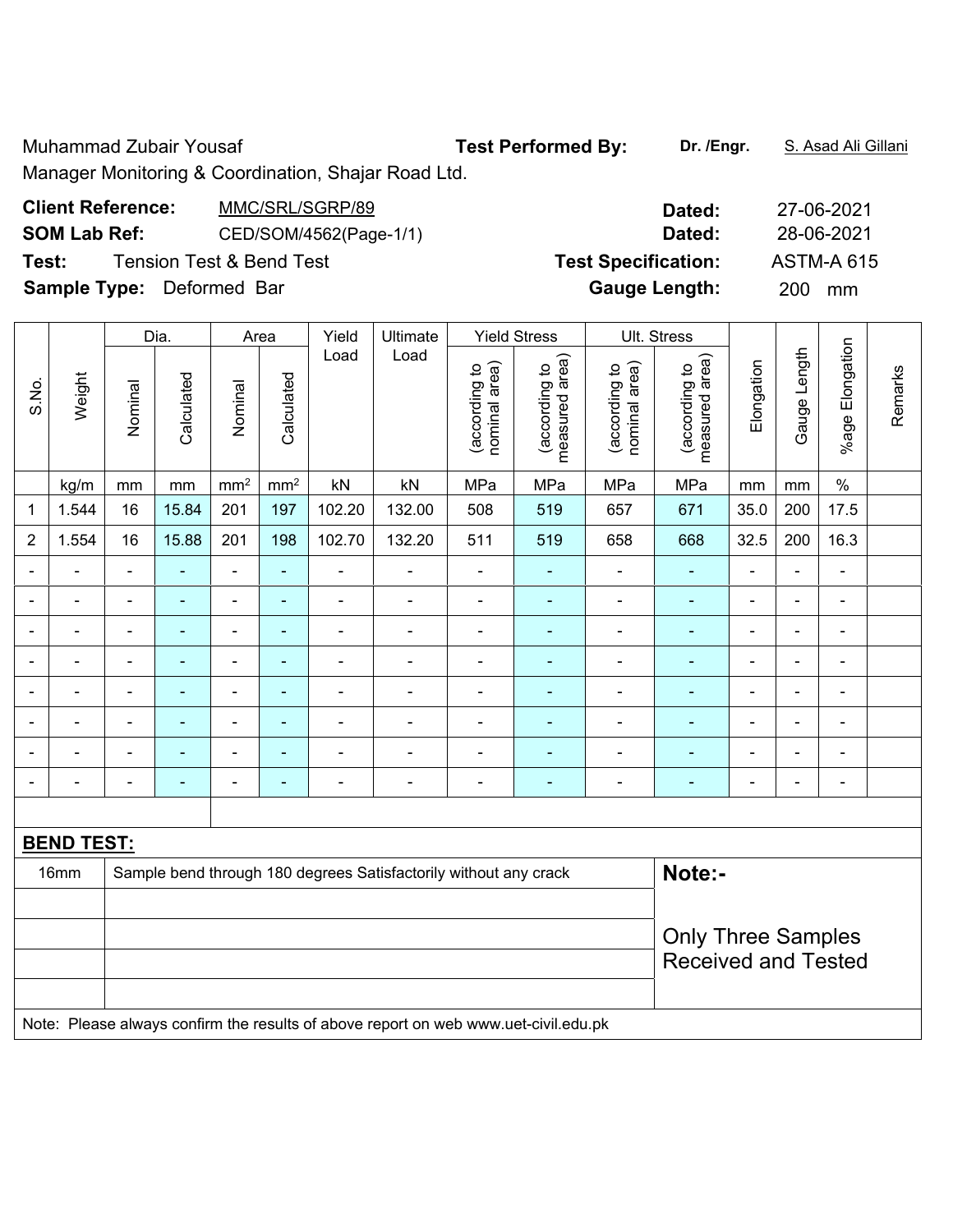Muhammad Zubair Yousaf **Test Performed By:** **Dr. /Engr.** S. Asad Ali Gillani

Manager Monitoring & Coordination, Shajar Road Ltd.

**Client Reference:** MMC/SRL/SGRP/89 **Dated:** 27-06-2021

**SOM Lab Ref:** CED/SOM/4562(Page-1/1) **Dated:** 28-06-2021

**Test:** Tension Test & Bend Test **Test Specification:** ASTM-A 615

**Sample Type:** Deformed Bar **Gauge Length:** 200 mm

| S.No. | Weight | Dia. | | Area | | Yield Load | Ultimate Load | Yield Stress | | Ult. Stress | | Elongation | Gauge Length | %age Elongation | Remarks |
|---|---|---|---|---|---|---|---|---|---|---|---|---|---|---|---|
| | | Nominal | Calculated | Nominal | Calculated | | | (according to nominal area) | (according to measured area) | (according to nominal area) | (according to measured area) | | | | |
| | kg/m | mm | mm | mm² | mm² | kN | kN | MPa | MPa | MPa | MPa | mm | mm | % | |
| 1 | 1.544 | 16 | 15.84 | 201 | 197 | 102.20 | 132.00 | 508 | 519 | 657 | 671 | 35.0 | 200 | 17.5 | |
| 2 | 1.554 | 16 | 15.88 | 201 | 198 | 102.70 | 132.20 | 511 | 519 | 658 | 668 | 32.5 | 200 | 16.3 | |
| - | - | - | - | - | - | - | - | - | - | - | - | - | - | - | |
| - | - | - | - | - | - | - | - | - | - | - | - | - | - | - | |
| - | - | - | - | - | - | - | - | - | - | - | - | - | - | - | |
| - | - | - | - | - | - | - | - | - | - | - | - | - | - | - | |
| - | - | - | - | - | - | - | - | - | - | - | - | - | - | - | |
| - | - | - | - | - | - | - | - | - | - | - | - | - | - | - | |
| - | - | - | - | - | - | - | - | - | - | - | - | - | - | - | |
| - | - | - | - | - | - | - | - | - | - | - | - | - | - | - | |

**BEND TEST:**

| | | |
|---|---|---|
| 16mm | Sample bend through 180 degrees Satisfactorily without any crack | **Note:-** |
| | | Only Three Samples Received and Tested |

Note: Please always confirm the results of above report on web www.uet-civil.edu.pk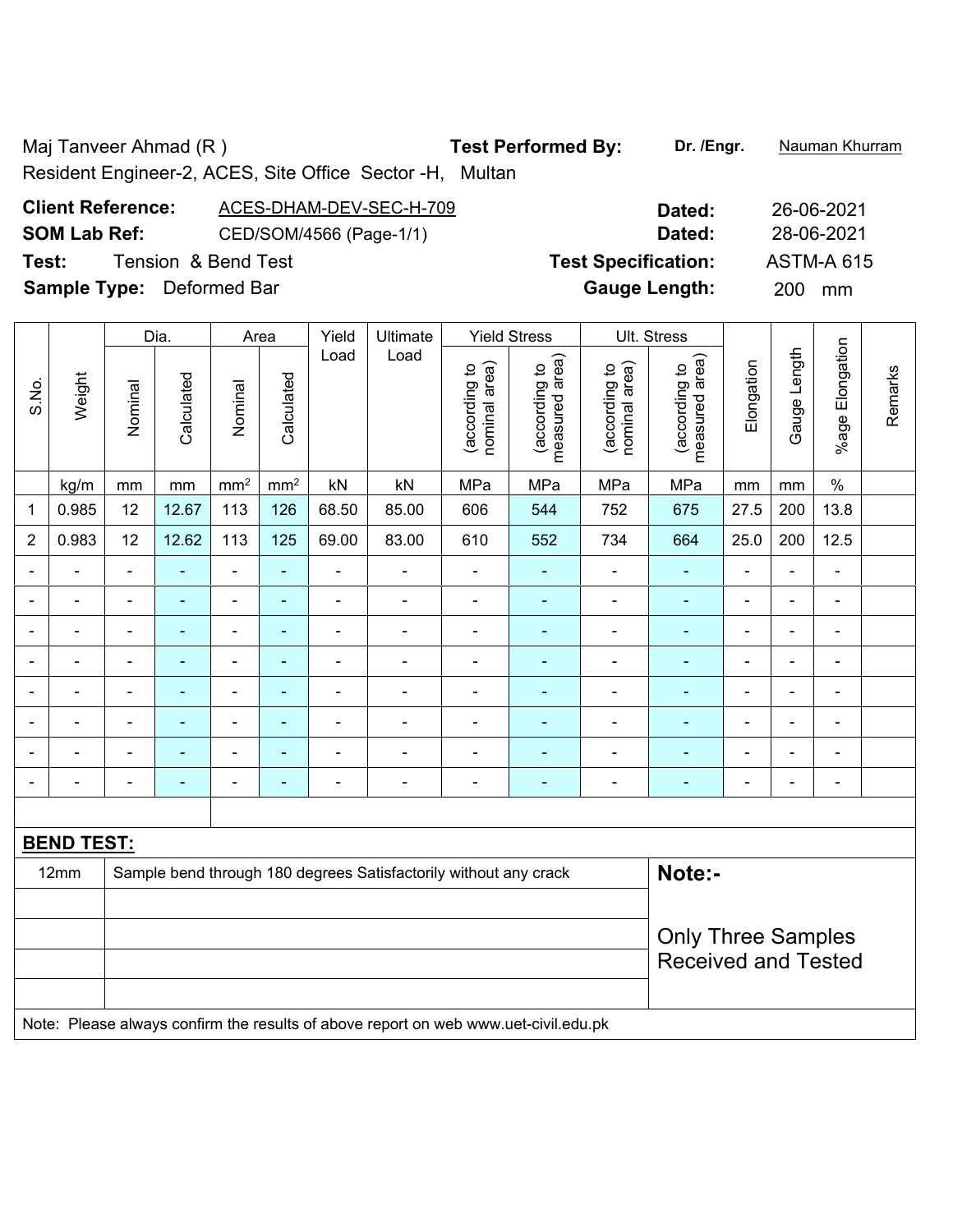Maj Tanveer Ahmad (R ) **Test Performed By:** **Dr. /Engr.** Nauman Khurram

Resident Engineer-2, ACES, Site Office Sector -H, Multan

**Client Reference:** ACES-DHAM-DEV-SEC-H-709 **Dated:** 26-06-2021

**SOM Lab Ref:** CED/SOM/4566 (Page-1/1) **Dated:** 28-06-2021

**Test:** Tension & Bend Test **Test Specification:** ASTM-A 615

**Sample Type:** Deformed Bar **Gauge Length:** 200 mm

| S.No. | Weight | Dia. | | Area | | Yield Load | Ultimate Load | Yield Stress | | Ult. Stress | | Elongation | Gauge Length | %age Elongation | Remarks |
|---|---|---|---|---|---|---|---|---|---|---|---|---|---|---|---|
| | | Nominal | Calculated | Nominal | Calculated | | | (according to nominal area) | (according to measured area) | (according to nominal area) | (according to measured area) | | | | |
| | kg/m | mm | mm | mm² | mm² | kN | kN | MPa | MPa | MPa | MPa | mm | mm | % | |
| 1 | 0.985 | 12 | 12.67 | 113 | 126 | 68.50 | 85.00 | 606 | 544 | 752 | 675 | 27.5 | 200 | 13.8 | |
| 2 | 0.983 | 12 | 12.62 | 113 | 125 | 69.00 | 83.00 | 610 | 552 | 734 | 664 | 25.0 | 200 | 12.5 | |
| - | - | - | - | - | - | - | - | - | - | - | - | - | - | - | |
| - | - | - | - | - | - | - | - | - | - | - | - | - | - | - | |
| - | - | - | - | - | - | - | - | - | - | - | - | - | - | - | |
| - | - | - | - | - | - | - | - | - | - | - | - | - | - | - | |
| - | - | - | - | - | - | - | - | - | - | - | - | - | - | - | |
| - | - | - | - | - | - | - | - | - | - | - | - | - | - | - | |
| - | - | - | - | - | - | - | - | - | - | - | - | - | - | - | |
| - | - | - | - | - | - | - | - | - | - | - | - | - | - | - | |

**BEND TEST:**

| | | |
|---|---|---|
| 12mm | Sample bend through 180 degrees Satisfactorily without any crack | **Note:-** |
| | | Only Three Samples Received and Tested |

Note: Please always confirm the results of above report on web www.uet-civil.edu.pk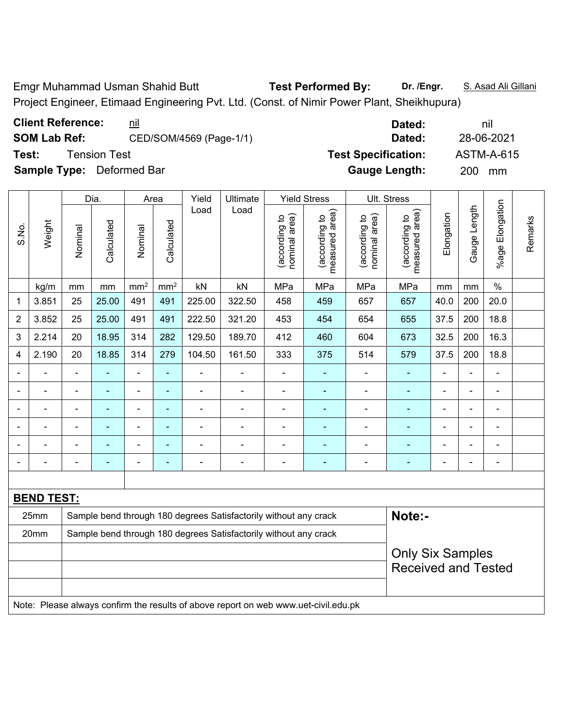Emgr Muhammad Usman Shahid Butt **Test Performed By:** **Dr. /Engr.** S. Asad Ali Gillani

Project Engineer, Etimaad Engineering Pvt. Ltd. (Const. of Nimir Power Plant, Sheikhupura)

**Client Reference:** nil **Dated:** nil

**SOM Lab Ref:** CED/SOM/4569 (Page-1/1) **Dated:** 28-06-2021

**Test:** Tension Test **Test Specification:** ASTM-A-615

**Sample Type:** Deformed Bar **Gauge Length:** 200 mm

| S.No. | Weight | Dia. | | Area | | Yield Load | Ultimate Load | Yield Stress | | Ult. Stress | | Elongation | Gauge Length | %age Elongation | Remarks |
|---|---|---|---|---|---|---|---|---|---|---|---|---|---|---|---|
| | | Nominal | Calculated | Nominal | Calculated | | | (according to nominal area) | (according to measured area) | (according to nominal area) | (according to measured area) | | | | |
| | kg/m | mm | mm | mm² | mm² | kN | kN | MPa | MPa | MPa | MPa | mm | mm | % | |
| 1 | 3.851 | 25 | 25.00 | 491 | 491 | 225.00 | 322.50 | 458 | 459 | 657 | 657 | 40.0 | 200 | 20.0 | |
| 2 | 3.852 | 25 | 25.00 | 491 | 491 | 222.50 | 321.20 | 453 | 454 | 654 | 655 | 37.5 | 200 | 18.8 | |
| 3 | 2.214 | 20 | 18.95 | 314 | 282 | 129.50 | 189.70 | 412 | 460 | 604 | 673 | 32.5 | 200 | 16.3 | |
| 4 | 2.190 | 20 | 18.85 | 314 | 279 | 104.50 | 161.50 | 333 | 375 | 514 | 579 | 37.5 | 200 | 18.8 | |
| - | - | - | - | - | - | - | - | - | - | - | - | - | - | - | |
| - | - | - | - | - | - | - | - | - | - | - | - | - | - | - | |
| - | - | - | - | - | - | - | - | - | - | - | - | - | - | - | |
| - | - | - | - | - | - | - | - | - | - | - | - | - | - | - | |
| - | - | - | - | - | - | - | - | - | - | - | - | - | - | - | |
| - | - | - | - | - | - | - | - | - | - | - | - | - | - | - | |

**BEND TEST:**

| | | |
|---|---|---|
| 25mm | Sample bend through 180 degrees Satisfactorily without any crack | **Note:-** |
| 20mm | Sample bend through 180 degrees Satisfactorily without any crack | Only Six Samples Received and Tested |

Note: Please always confirm the results of above report on web www.uet-civil.edu.pk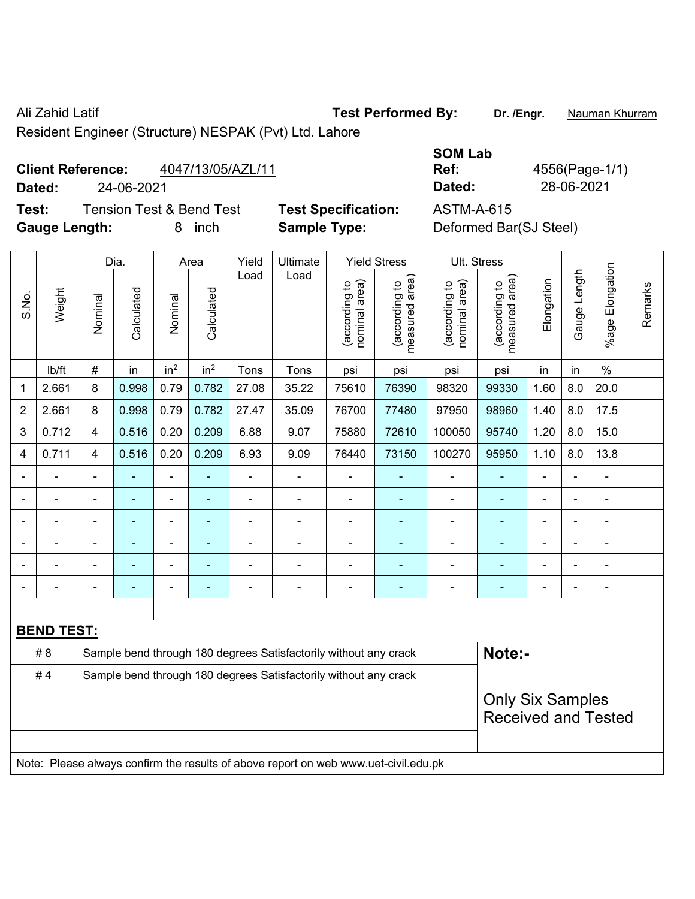Ali Zahid Latif

Resident Engineer (Structure) NESPAK (Pvt) Ltd. Lahore

**Test Performed By:** **Dr. /Engr.** Nauman Khurram

**SOM Lab Ref:** 4556(Page-1/1)

**Dated:** 28-06-2021

**Client Reference:** 4047/13/05/AZL/11

**Dated:** 24-06-2021

**Test:** Tension Test & Bend Test

**Test Specification:** ASTM-A-615

**Gauge Length:** 8 inch

**Sample Type:** Deformed Bar(SJ Steel)

| S.No. | Weight | Dia. | | Area | | Yield Load | Ultimate Load | Yield Stress | | Ult. Stress | | Elongation | Gauge Length | %age Elongation | Remarks |
|---|---|---|---|---|---|---|---|---|---|---|---|---|---|---|---|
| | | Nominal | Calculated | Nominal | Calculated | | | (according to nominal area) | (according to measured area) | (according to nominal area) | (according to measured area) | | | | |
| | lb/ft | # | in | in$^2$ | in$^2$ | Tons | Tons | psi | psi | psi | psi | in | in | % | |
| 1 | 2.661 | 8 | 0.998 | 0.79 | 0.782 | 27.08 | 35.22 | 75610 | 76390 | 98320 | 99330 | 1.60 | 8.0 | 20.0 | |
| 2 | 2.661 | 8 | 0.998 | 0.79 | 0.782 | 27.47 | 35.09 | 76700 | 77480 | 97950 | 98960 | 1.40 | 8.0 | 17.5 | |
| 3 | 0.712 | 4 | 0.516 | 0.20 | 0.209 | 6.88 | 9.07 | 75880 | 72610 | 100050 | 95740 | 1.20 | 8.0 | 15.0 | |
| 4 | 0.711 | 4 | 0.516 | 0.20 | 0.209 | 6.93 | 9.09 | 76440 | 73150 | 100270 | 95950 | 1.10 | 8.0 | 13.8 | |
| - | - | - | - | - | - | - | - | - | - | - | - | - | - | - | |
| - | - | - | - | - | - | - | - | - | - | - | - | - | - | - | |
| - | - | - | - | - | - | - | - | - | - | - | - | - | - | - | |
| - | - | - | - | - | - | - | - | - | - | - | - | - | - | - | |
| - | - | - | - | - | - | - | - | - | - | - | - | - | - | - | |
| - | - | - | - | - | - | - | - | - | - | - | - | - | - | - | |

**BEND TEST:**

| | |
|---|---|
| # 8 | Sample bend through 180 degrees Satisfactorily without any crack |
| # 4 | Sample bend through 180 degrees Satisfactorily without any crack |

**Note:-**

Only Six Samples Received and Tested

Note: Please always confirm the results of above report on web www.uet-civil.edu.pk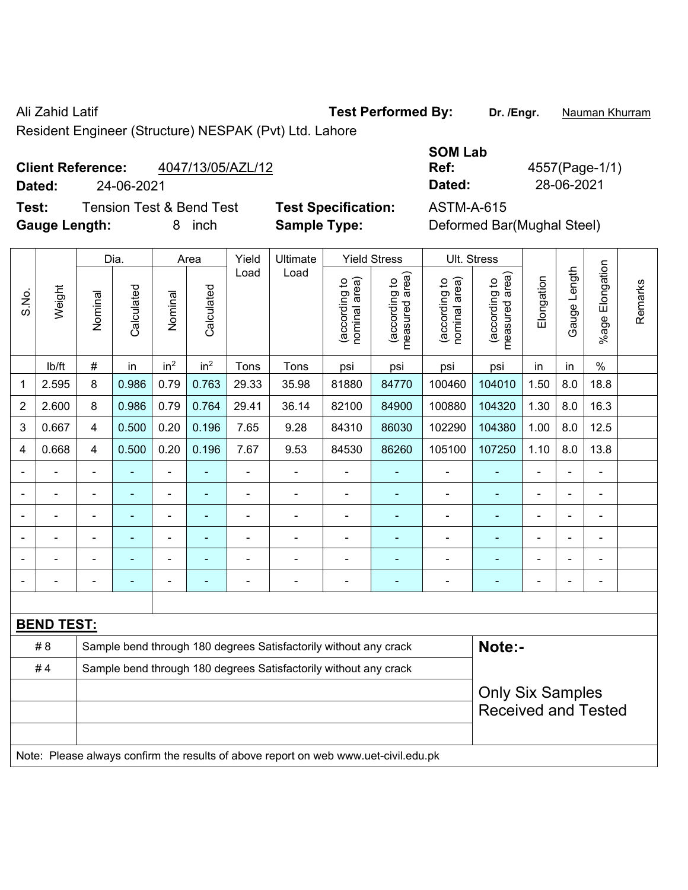Ali Zahid Latif

Resident Engineer (Structure) NESPAK (Pvt) Ltd. Lahore

**Test Performed By:** **Dr. /Engr.** Nauman Khurram

**Client Reference:** 4047/13/05/AZL/12

**Dated:** 24-06-2021

**SOM Lab Ref:** 4557(Page-1/1)

**Dated:** 28-06-2021

**Test:** Tension Test & Bend Test

**Test Specification:** ASTM-A-615

**Gauge Length:** 8 inch

**Sample Type:** Deformed Bar(Mughal Steel)

| S.No. | Weight | Dia. | | Area | | Yield Load | Ultimate Load | Yield Stress | | Ult. Stress | | Elongation | Gauge Length | %age Elongation | Remarks |
|---|---|---|---|---|---|---|---|---|---|---|---|---|---|---|---|
| | | Nominal | Calculated | Nominal | Calculated | | | (according to nominal area) | (according to measured area) | (according to nominal area) | (according to measured area) | | | | |
| | lb/ft | # | in | in$^2$ | in$^2$ | Tons | Tons | psi | psi | psi | psi | in | in | % | |
| 1 | 2.595 | 8 | 0.986 | 0.79 | 0.763 | 29.33 | 35.98 | 81880 | 84770 | 100460 | 104010 | 1.50 | 8.0 | 18.8 | |
| 2 | 2.600 | 8 | 0.986 | 0.79 | 0.764 | 29.41 | 36.14 | 82100 | 84900 | 100880 | 104320 | 1.30 | 8.0 | 16.3 | |
| 3 | 0.667 | 4 | 0.500 | 0.20 | 0.196 | 7.65 | 9.28 | 84310 | 86030 | 102290 | 104380 | 1.00 | 8.0 | 12.5 | |
| 4 | 0.668 | 4 | 0.500 | 0.20 | 0.196 | 7.67 | 9.53 | 84530 | 86260 | 105100 | 107250 | 1.10 | 8.0 | 13.8 | |
| - | - | - | - | - | - | - | - | - | - | - | - | - | - | - | |
| - | - | - | - | - | - | - | - | - | - | - | - | - | - | - | |
| - | - | - | - | - | - | - | - | - | - | - | - | - | - | - | |
| - | - | - | - | - | - | - | - | - | - | - | - | - | - | - | |
| - | - | - | - | - | - | - | - | - | - | - | - | - | - | - | |
| - | - | - | - | - | - | - | - | - | - | - | - | - | - | - | |

**BEND TEST:**

| | | |
|---|---|---|
| # 8 | Sample bend through 180 degrees Satisfactorily without any crack | **Note:-** |
| # 4 | Sample bend through 180 degrees Satisfactorily without any crack | Only Six Samples Received and Tested |

Note: Please always confirm the results of above report on web www.uet-civil.edu.pk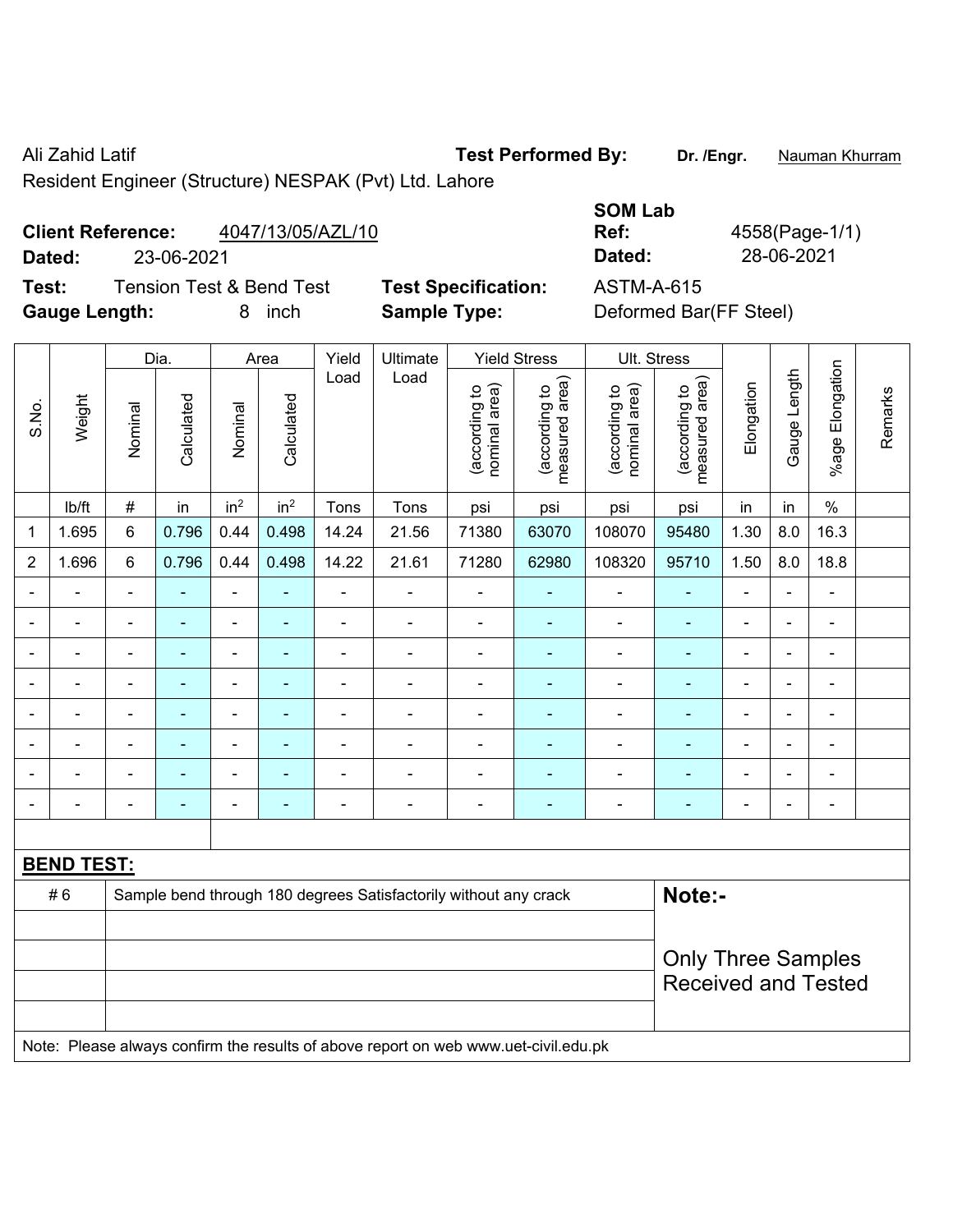Ali Zahid Latif

Resident Engineer (Structure) NESPAK (Pvt) Ltd. Lahore

**Test Performed By:** **Dr. /Engr.** Nauman Khurram

**SOM Lab Ref:** 4558(Page-1/1)

**Dated:** 28-06-2021

**Client Reference:** 4047/13/05/AZL/10

**Dated:** 23-06-2021

**Test:** Tension Test & Bend Test

**Test Specification:** ASTM-A-615

**Gauge Length:** 8 inch

**Sample Type:** Deformed Bar(FF Steel)

| S.No. | Weight | Dia. | | Area | | Yield Load | Ultimate Load | Yield Stress | | Ult. Stress | | Elongation | Gauge Length | %age Elongation | Remarks |
|---|---|---|---|---|---|---|---|---|---|---|---|---|---|---|---|
| | | Nominal | Calculated | Nominal | Calculated | | | (according to nominal area) | (according to measured area) | (according to nominal area) | (according to measured area) | | | | |
| | lb/ft | # | in | in$^2$ | in$^2$ | Tons | Tons | psi | psi | psi | psi | in | in | % | |
| 1 | 1.695 | 6 | 0.796 | 0.44 | 0.498 | 14.24 | 21.56 | 71380 | 63070 | 108070 | 95480 | 1.30 | 8.0 | 16.3 | |
| 2 | 1.696 | 6 | 0.796 | 0.44 | 0.498 | 14.22 | 21.61 | 71280 | 62980 | 108320 | 95710 | 1.50 | 8.0 | 18.8 | |
| - | - | - | - | - | - | - | - | - | - | - | - | - | - | - | |
| - | - | - | - | - | - | - | - | - | - | - | - | - | - | - | |
| - | - | - | - | - | - | - | - | - | - | - | - | - | - | - | |
| - | - | - | - | - | - | - | - | - | - | - | - | - | - | - | |
| - | - | - | - | - | - | - | - | - | - | - | - | - | - | - | |
| - | - | - | - | - | - | - | - | - | - | - | - | - | - | - | |
| - | - | - | - | - | - | - | - | - | - | - | - | - | - | - | |
| - | - | - | - | - | - | - | - | - | - | - | - | - | - | - | |

**BEND TEST:**

| | | |
|---|---|---|
| # 6 | Sample bend through 180 degrees Satisfactorily without any crack | **Note:-** |
| | | Only Three Samples Received and Tested |
| | | |
| | | |
| | | |

Note: Please always confirm the results of above report on web www.uet-civil.edu.pk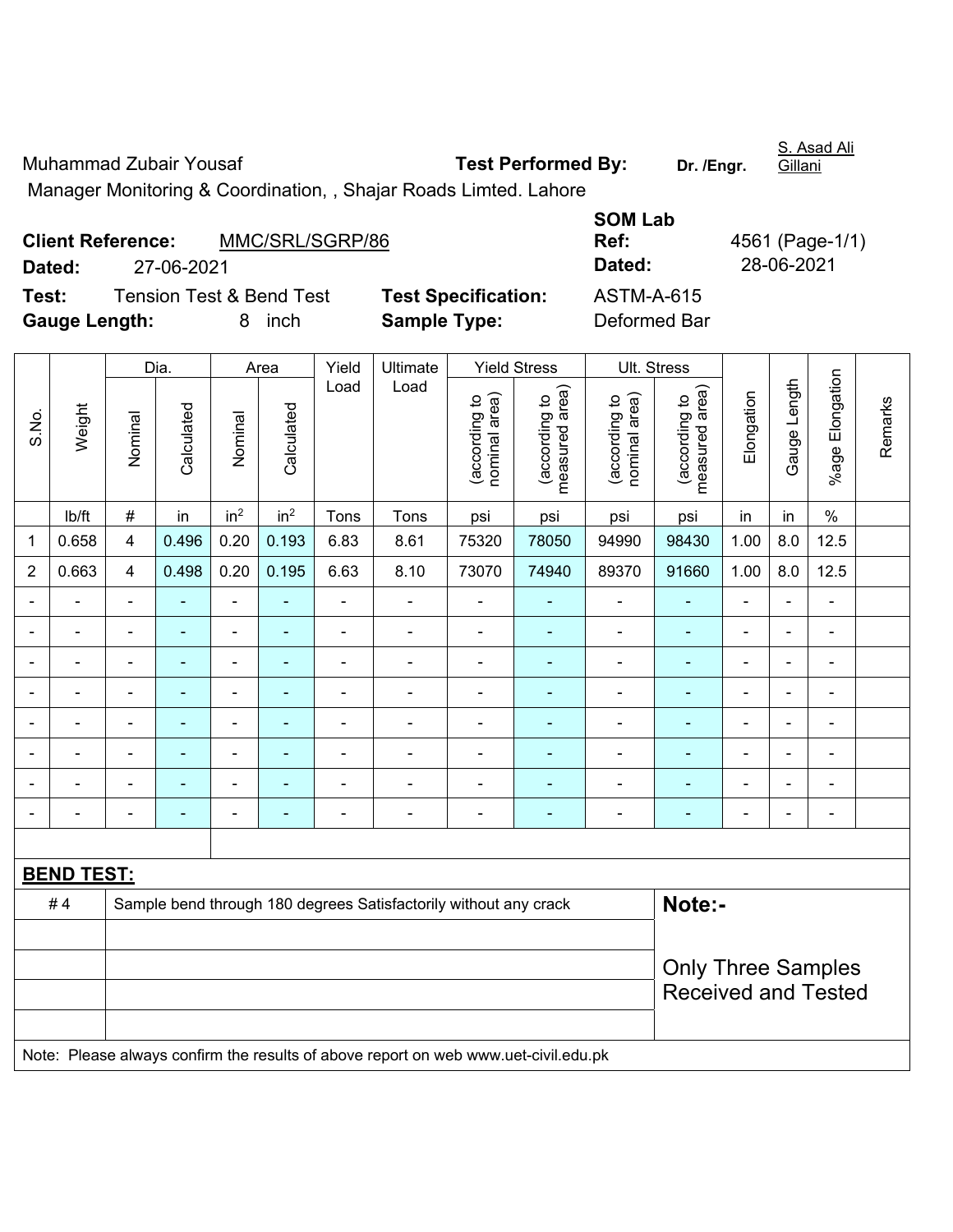Muhammad Zubair Yousaf

Manager Monitoring & Coordination, , Shajar Roads Limted. Lahore

**Test Performed By:** Dr. /Engr. S. Asad Ali Gillani

**Client Reference:** MMC/SRL/SGRP/86

**Dated:** 27-06-2021

**SOM Lab Ref:** 4561 (Page-1/1)

**Dated:** 28-06-2021

**Test:** Tension Test & Bend Test

**Test Specification:** ASTM-A-615

**Gauge Length:** 8 inch

**Sample Type:** Deformed Bar

| S.No. | Weight | Dia. | | Area | | Yield Load | Ultimate Load | Yield Stress | | Ult. Stress | | Elongation | Gauge Length | %age Elongation | Remarks |
|---|---|---|---|---|---|---|---|---|---|---|---|---|---|---|---|
| | | Nominal | Calculated | Nominal | Calculated | | | (according to nominal area) | (according to measured area) | (according to nominal area) | (according to measured area) | | | | |
| | lb/ft | # | in | $in^2$ | $in^2$ | Tons | Tons | psi | psi | psi | psi | in | in | % | |
| 1 | 0.658 | 4 | 0.496 | 0.20 | 0.193 | 6.83 | 8.61 | 75320 | 78050 | 94990 | 98430 | 1.00 | 8.0 | 12.5 | |
| 2 | 0.663 | 4 | 0.498 | 0.20 | 0.195 | 6.63 | 8.10 | 73070 | 74940 | 89370 | 91660 | 1.00 | 8.0 | 12.5 | |
| - | - | - | - | - | - | - | - | - | - | - | - | - | - | - | |
| - | - | - | - | - | - | - | - | - | - | - | - | - | - | - | |
| - | - | - | - | - | - | - | - | - | - | - | - | - | - | - | |
| - | - | - | - | - | - | - | - | - | - | - | - | - | - | - | |
| - | - | - | - | - | - | - | - | - | - | - | - | - | - | - | |
| - | - | - | - | - | - | - | - | - | - | - | - | - | - | - | |
| - | - | - | - | - | - | - | - | - | - | - | - | - | - | - | |
| - | - | - | - | - | - | - | - | - | - | - | - | - | - | - | |

**BEND TEST:**

| | |
|---|---|
| # 4 | Sample bend through 180 degrees Satisfactorily without any crack |

**Note:-**

Only Three Samples Received and Tested

Note: Please always confirm the results of above report on web www.uet-civil.edu.pk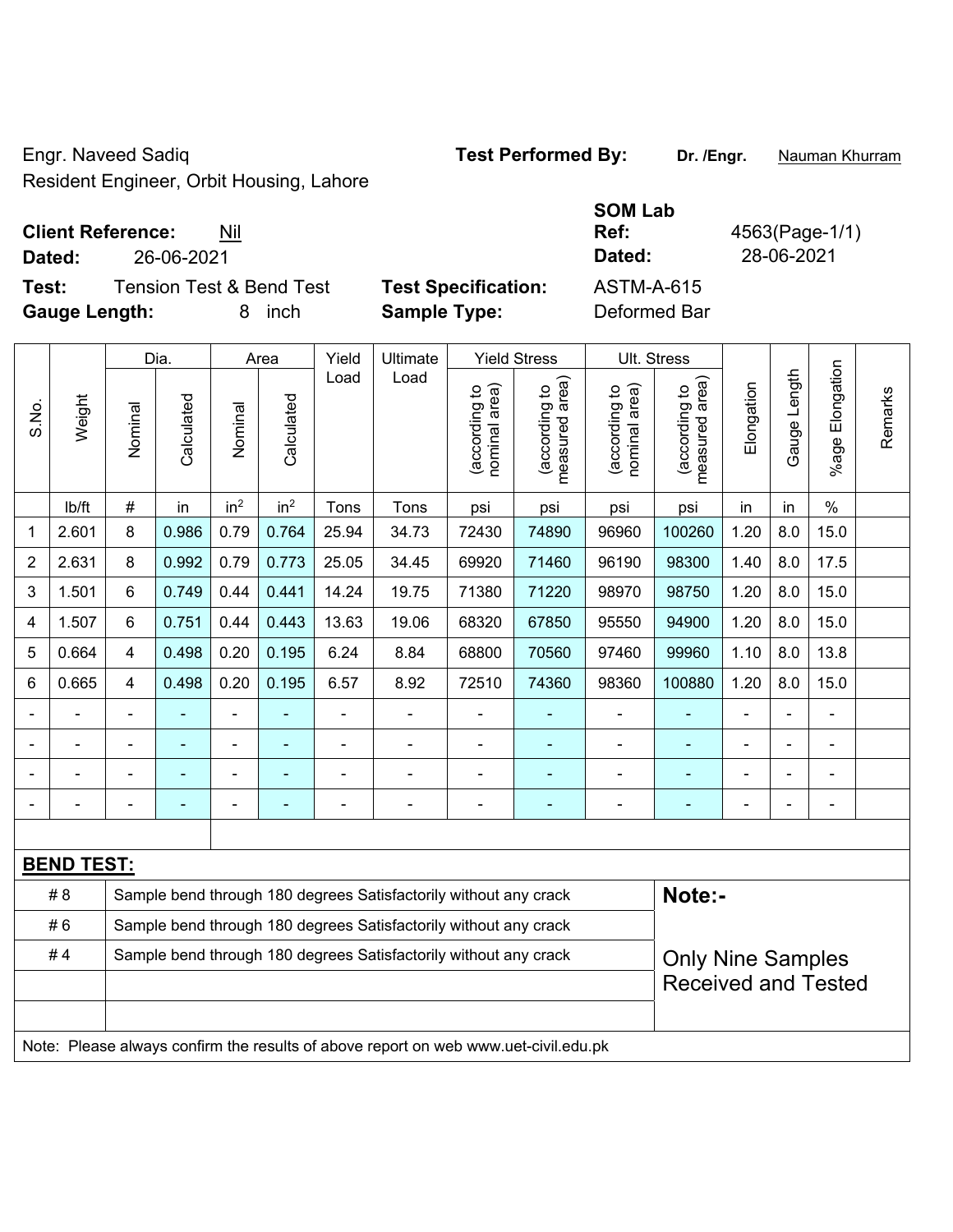Engr. Naveed Sadiq
Resident Engineer, Orbit Housing, Lahore

**Test Performed By:** **Dr. /Engr.** Nauman Khurram

**Client Reference:** Nil
**Dated:** 26-06-2021

**SOM Lab Ref:** 4563(Page-1/1)
**Dated:** 28-06-2021

**Test:** Tension Test & Bend Test
**Test Specification:** ASTM-A-615
**Gauge Length:** 8 inch
**Sample Type:** Deformed Bar

| S.No. | Weight | Dia. | | Area | | Yield Load | Ultimate Load | Yield Stress | | Ult. Stress | | Elongation | Gauge Length | %age Elongation | Remarks |
|---|---|---|---|---|---|---|---|---|---|---|---|---|---|---|---|
| | | Nominal | Calculated | Nominal | Calculated | | | (according to nominal area) | (according to measured area) | (according to nominal area) | (according to measured area) | | | | |
| | lb/ft | # | in | $in^2$ | $in^2$ | Tons | Tons | psi | psi | psi | psi | in | in | % | |
| 1 | 2.601 | 8 | 0.986 | 0.79 | 0.764 | 25.94 | 34.73 | 72430 | 74890 | 96960 | 100260 | 1.20 | 8.0 | 15.0 | |
| 2 | 2.631 | 8 | 0.992 | 0.79 | 0.773 | 25.05 | 34.45 | 69920 | 71460 | 96190 | 98300 | 1.40 | 8.0 | 17.5 | |
| 3 | 1.501 | 6 | 0.749 | 0.44 | 0.441 | 14.24 | 19.75 | 71380 | 71220 | 98970 | 98750 | 1.20 | 8.0 | 15.0 | |
| 4 | 1.507 | 6 | 0.751 | 0.44 | 0.443 | 13.63 | 19.06 | 68320 | 67850 | 95550 | 94900 | 1.20 | 8.0 | 15.0 | |
| 5 | 0.664 | 4 | 0.498 | 0.20 | 0.195 | 6.24 | 8.84 | 68800 | 70560 | 97460 | 99960 | 1.10 | 8.0 | 13.8 | |
| 6 | 0.665 | 4 | 0.498 | 0.20 | 0.195 | 6.57 | 8.92 | 72510 | 74360 | 98360 | 100880 | 1.20 | 8.0 | 15.0 | |
| - | - | - | - | - | - | - | - | - | - | - | - | - | - | - | |
| - | - | - | - | - | - | - | - | - | - | - | - | - | - | - | |
| - | - | - | - | - | - | - | - | - | - | - | - | - | - | - | |
| - | - | - | - | - | - | - | - | - | - | - | - | - | - | - | |

**BEND TEST:**

| | |
|---|---|
| # 8 | Sample bend through 180 degrees Satisfactorily without any crack |
| # 6 | Sample bend through 180 degrees Satisfactorily without any crack |
| # 4 | Sample bend through 180 degrees Satisfactorily without any crack |

**Note:-**

Only Nine Samples Received and Tested

Note: Please always confirm the results of above report on web www.uet-civil.edu.pk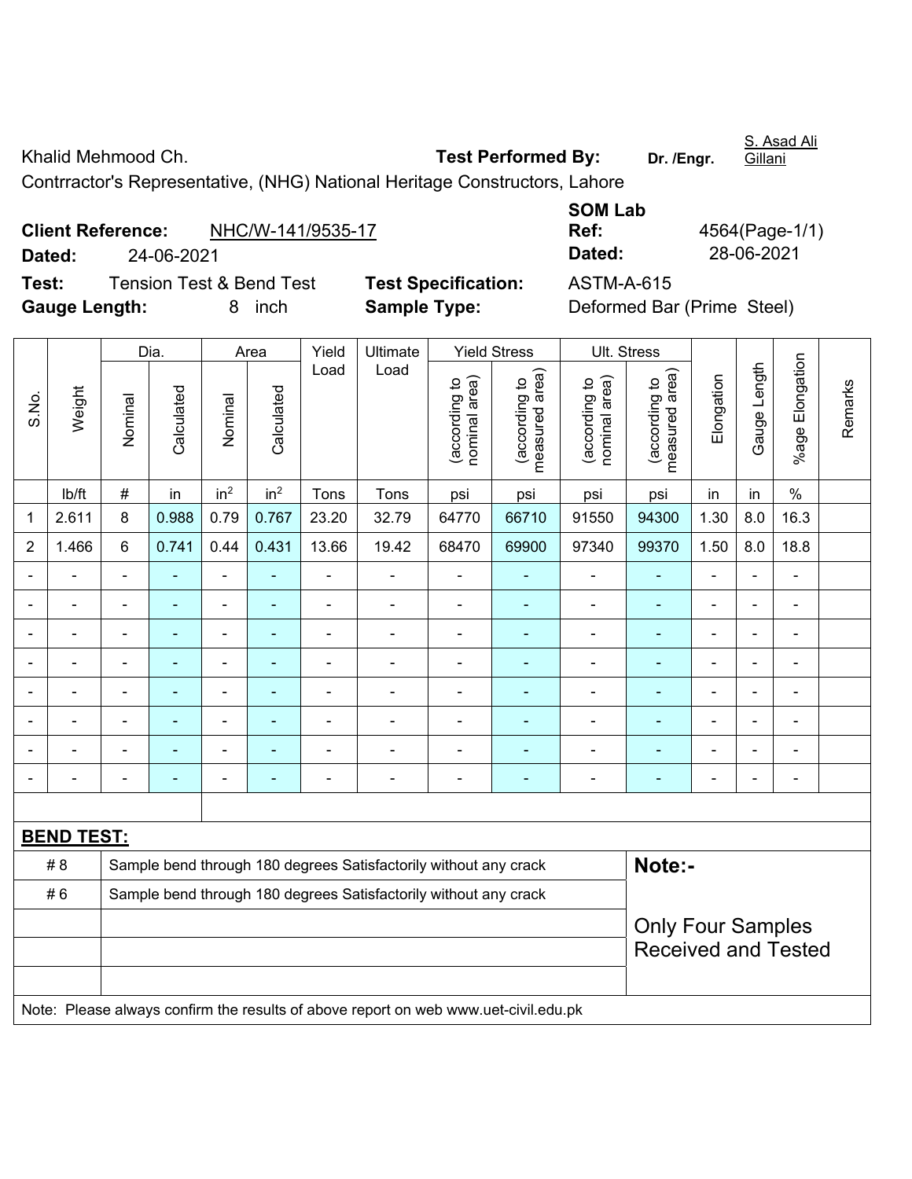Khalid Mehmood Ch. **Test Performed By:** **Dr. /Engr.** S. Asad Ali Gillani

Contrractor's Representative, (NHG) National Heritage Constructors, Lahore

**Client Reference:** NHC/W-141/9535-17 **SOM Lab Ref:** 4564(Page-1/1)

**Dated:** 24-06-2021 **Dated:** 28-06-2021

**Test:** Tension Test & Bend Test **Test Specification:** ASTM-A-615

**Gauge Length:** 8 inch **Sample Type:** Deformed Bar (Prime Steel)

| S.No. | Weight | Dia. | | Area | | Yield Load | Ultimate Load | Yield Stress | | Ult. Stress | | Elongation | Gauge Length | %age Elongation | Remarks |
|---|---|---|---|---|---|---|---|---|---|---|---|---|---|---|---|
| | | Nominal | Calculated | Nominal | Calculated | | | (according to nominal area) | (according to measured area) | (according to nominal area) | (according to measured area) | | | | |
| | lb/ft | # | in | in² | in² | Tons | Tons | psi | psi | psi | psi | in | in | % | |
| 1 | 2.611 | 8 | 0.988 | 0.79 | 0.767 | 23.20 | 32.79 | 64770 | 66710 | 91550 | 94300 | 1.30 | 8.0 | 16.3 | |
| 2 | 1.466 | 6 | 0.741 | 0.44 | 0.431 | 13.66 | 19.42 | 68470 | 69900 | 97340 | 99370 | 1.50 | 8.0 | 18.8 | |
| - | - | - | - | - | - | - | - | - | - | - | - | - | - | - | |
| - | - | - | - | - | - | - | - | - | - | - | - | - | - | - | |
| - | - | - | - | - | - | - | - | - | - | - | - | - | - | - | |
| - | - | - | - | - | - | - | - | - | - | - | - | - | - | - | |
| - | - | - | - | - | - | - | - | - | - | - | - | - | - | - | |
| - | - | - | - | - | - | - | - | - | - | - | - | - | - | - | |
| - | - | - | - | - | - | - | - | - | - | - | - | - | - | - | |
| - | - | - | - | - | - | - | - | - | - | - | - | - | - | - | |

**BEND TEST:**

| | | |
|---|---|---|
| # 8 | Sample bend through 180 degrees Satisfactorily without any crack | **Note:-** |
| # 6 | Sample bend through 180 degrees Satisfactorily without any crack | Only Four Samples Received and Tested |

Note: Please always confirm the results of above report on web www.uet-civil.edu.pk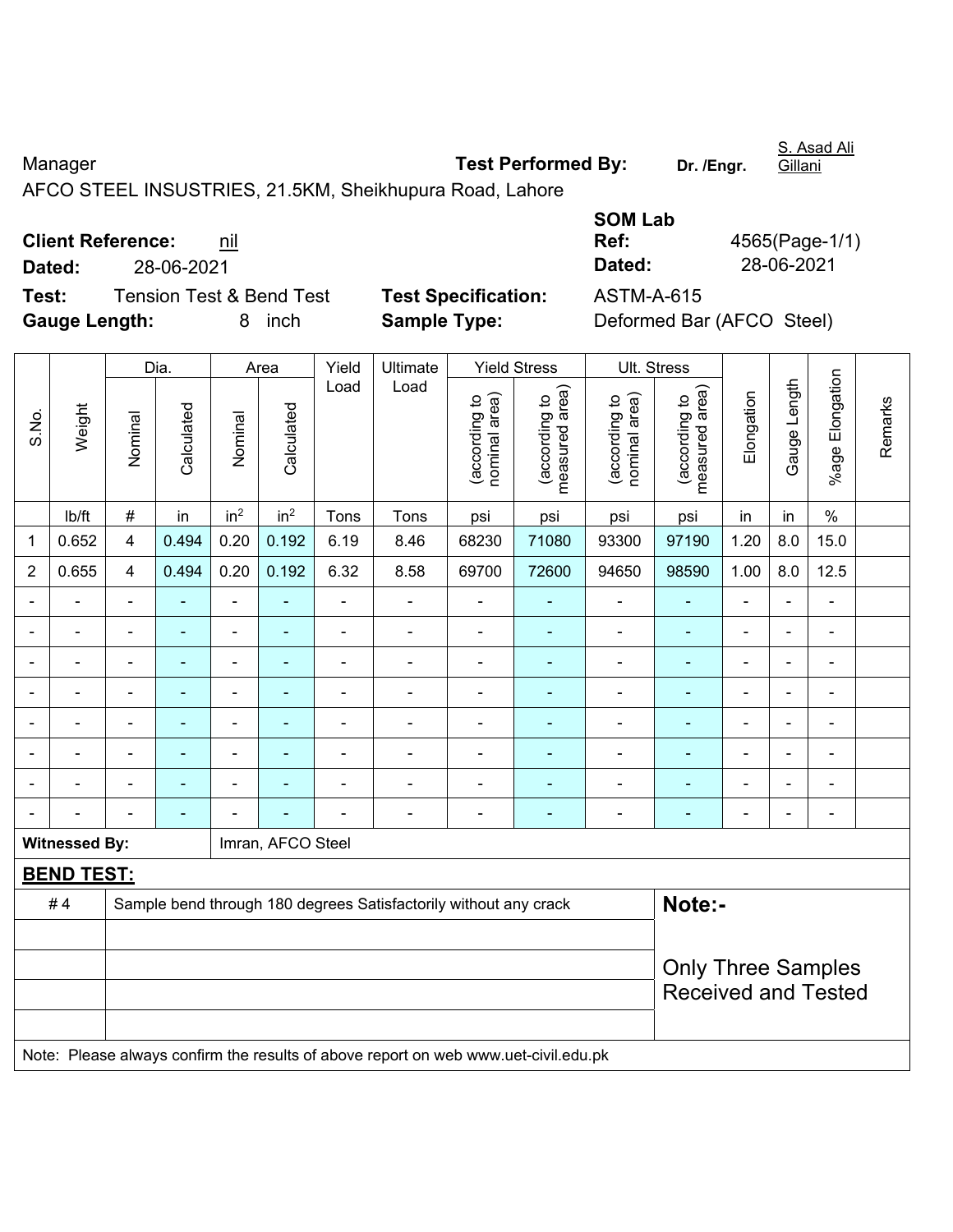Manager **Test Performed By:** **Dr. /Engr.** S. Asad Ali Gillani

AFCO STEEL INSUSTRIES, 21.5KM, Sheikhupura Road, Lahore

**SOM Lab**

**Client Reference:** nil **Ref:** 4565(Page-1/1)

**Dated:** 28-06-2021 **Dated:** 28-06-2021

**Test:** Tension Test & Bend Test **Test Specification:** ASTM-A-615

**Gauge Length:** 8 inch **Sample Type:** Deformed Bar (AFCO Steel)

| S.No. | Weight | Dia. | | Area | | Yield Load | Ultimate Load | Yield Stress | | Ult. Stress | | Elongation | Gauge Length | %age Elongation | Remarks |
|---|---|---|---|---|---|---|---|---|---|---|---|---|---|---|---|
| | | Nominal | Calculated | Nominal | Calculated | | | (according to nominal area) | (according to measured area) | (according to nominal area) | (according to measured area) | | | | |
| | lb/ft | # | in | $in^2$ | $in^2$ | Tons | Tons | psi | psi | psi | psi | in | in | % | |
| 1 | 0.652 | 4 | 0.494 | 0.20 | 0.192 | 6.19 | 8.46 | 68230 | 71080 | 93300 | 97190 | 1.20 | 8.0 | 15.0 | |
| 2 | 0.655 | 4 | 0.494 | 0.20 | 0.192 | 6.32 | 8.58 | 69700 | 72600 | 94650 | 98590 | 1.00 | 8.0 | 12.5 | |
| - | - | - | - | - | - | - | - | - | - | - | - | - | - | - | |
| - | - | - | - | - | - | - | - | - | - | - | - | - | - | - | |
| - | - | - | - | - | - | - | - | - | - | - | - | - | - | - | |
| - | - | - | - | - | - | - | - | - | - | - | - | - | - | - | |
| - | - | - | - | - | - | - | - | - | - | - | - | - | - | - | |
| - | - | - | - | - | - | - | - | - | - | - | - | - | - | - | |
| - | - | - | - | - | - | - | - | - | - | - | - | - | - | - | |
| - | - | - | - | - | - | - | - | - | - | - | - | - | - | - | |

**Witnessed By:** Imran, AFCO Steel

**BEND TEST:**

| | | |
|---|---|---|
| # 4 | Sample bend through 180 degrees Satisfactorily without any crack | **Note:-** |
| | | |
| | | Only Three Samples Received and Tested |
| | | |
| | | |

Note: Please always confirm the results of above report on web www.uet-civil.edu.pk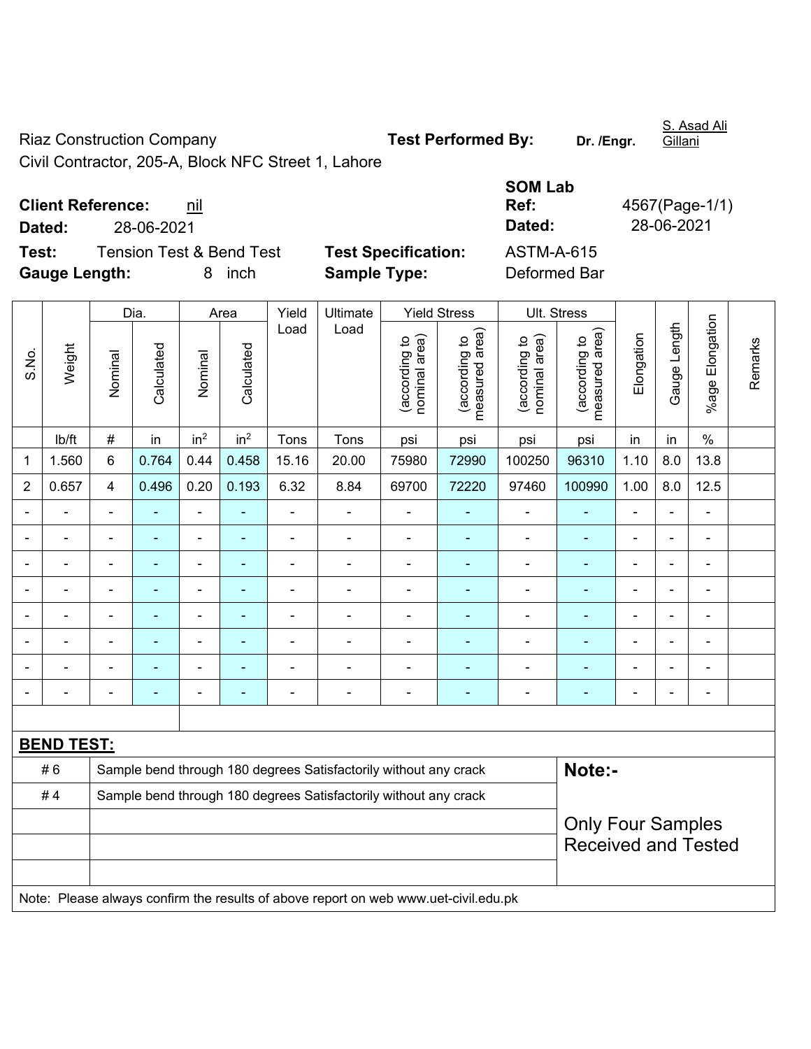Riaz Construction Company

Civil Contractor, 205-A, Block NFC Street 1, Lahore

**Test Performed By:** Dr. /Engr. S. Asad Ali Gillani

**Client Reference:** nil

**Dated:** 28-06-2021

**SOM Lab Ref:** 4567(Page-1/1)

**Dated:** 28-06-2021

**Test:** Tension Test & Bend Test

**Test Specification:** ASTM-A-615

**Gauge Length:** 8 inch

**Sample Type:** Deformed Bar

| S.No. | Weight | Dia. | | Area | | Yield Load | Ultimate Load | Yield Stress | | Ult. Stress | | Elongation | Gauge Length | %age Elongation | Remarks |
|---|---|---|---|---|---|---|---|---|---|---|---|---|---|---|---|
| | | Nominal | Calculated | Nominal | Calculated | | | (according to nominal area) | (according to measured area) | (according to nominal area) | (according to measured area) | | | | |
| | lb/ft | # | in | $in^2$ | $in^2$ | Tons | Tons | psi | psi | psi | psi | in | in | % | |
| 1 | 1.560 | 6 | 0.764 | 0.44 | 0.458 | 15.16 | 20.00 | 75980 | 72990 | 100250 | 96310 | 1.10 | 8.0 | 13.8 | |
| 2 | 0.657 | 4 | 0.496 | 0.20 | 0.193 | 6.32 | 8.84 | 69700 | 72220 | 97460 | 100990 | 1.00 | 8.0 | 12.5 | |
| - | - | - | - | - | - | - | - | - | - | - | - | - | - | - | |
| - | - | - | - | - | - | - | - | - | - | - | - | - | - | - | |
| - | - | - | - | - | - | - | - | - | - | - | - | - | - | - | |
| - | - | - | - | - | - | - | - | - | - | - | - | - | - | - | |
| - | - | - | - | - | - | - | - | - | - | - | - | - | - | - | |
| - | - | - | - | - | - | - | - | - | - | - | - | - | - | - | |
| - | - | - | - | - | - | - | - | - | - | - | - | - | - | - | |
| - | - | - | - | - | - | - | - | - | - | - | - | - | - | - | |

**BEND TEST:**

| | |
|---|---|
| # 6 | Sample bend through 180 degrees Satisfactorily without any crack |
| # 4 | Sample bend through 180 degrees Satisfactorily without any crack |

**Note:-**

Only Four Samples Received and Tested

Note: Please always confirm the results of above report on web www.uet-civil.edu.pk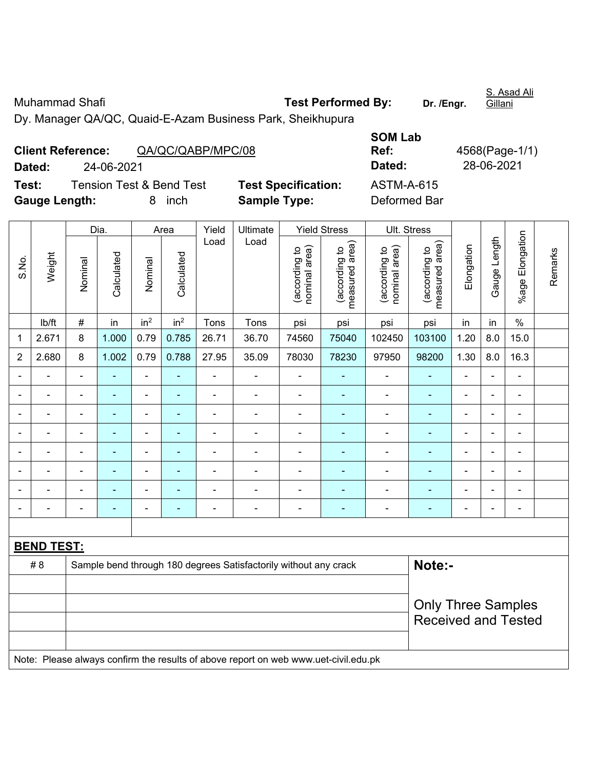Muhammad Shafi **Test Performed By:** **Dr. /Engr.** S. Asad Ali Gillani

Dy. Manager QA/QC, Quaid-E-Azam Business Park, Sheikhupura

**Client Reference:** QA/QC/QABP/MPC/08 **SOM Lab Ref:** 4568(Page-1/1)

**Dated:** 24-06-2021 **Dated:** 28-06-2021

**Test:** Tension Test & Bend Test **Test Specification:** ASTM-A-615

**Gauge Length:** 8 inch **Sample Type:** Deformed Bar

| S.No. | Weight | Dia. | | Area | | Yield Load | Ultimate Load | Yield Stress | | Ult. Stress | | Elongation | Gauge Length | %age Elongation | Remarks |
|---|---|---|---|---|---|---|---|---|---|---|---|---|---|---|---|
| | | Nominal | Calculated | Nominal | Calculated | | | (according to nominal area) | (according to measured area) | (according to nominal area) | (according to measured area) | | | | |
| | lb/ft | # | in | in² | in² | Tons | Tons | psi | psi | psi | psi | in | in | % | |
| 1 | 2.671 | 8 | 1.000 | 0.79 | 0.785 | 26.71 | 36.70 | 74560 | 75040 | 102450 | 103100 | 1.20 | 8.0 | 15.0 | |
| 2 | 2.680 | 8 | 1.002 | 0.79 | 0.788 | 27.95 | 35.09 | 78030 | 78230 | 97950 | 98200 | 1.30 | 8.0 | 16.3 | |
| - | - | - | - | - | - | - | - | - | - | - | - | - | - | - | |
| - | - | - | - | - | - | - | - | - | - | - | - | - | - | - | |
| - | - | - | - | - | - | - | - | - | - | - | - | - | - | - | |
| - | - | - | - | - | - | - | - | - | - | - | - | - | - | - | |
| - | - | - | - | - | - | - | - | - | - | - | - | - | - | - | |
| - | - | - | - | - | - | - | - | - | - | - | - | - | - | - | |
| - | - | - | - | - | - | - | - | - | - | - | - | - | - | - | |
| - | - | - | - | - | - | - | - | - | - | - | - | - | - | - | |

**BEND TEST:**

| | | |
|---|---|---|
| # 8 | Sample bend through 180 degrees Satisfactorily without any crack | **Note:-** Only Three Samples Received and Tested |

Note: Please always confirm the results of above report on web www.uet-civil.edu.pk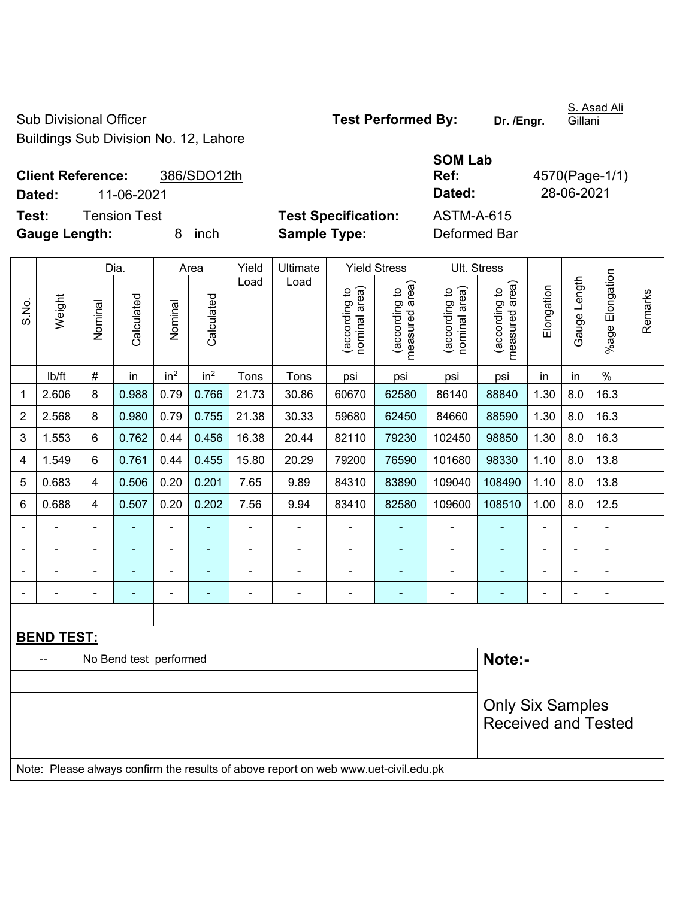Sub Divisional Officer
Buildings Sub Division No. 12, Lahore

**Test Performed By:** Dr. /Engr. S. Asad Ali Gillani

**Client Reference:** 386/SDO12th

**Dated:** 11-06-2021

**SOM Lab Ref:** 4570(Page-1/1)

**Dated:** 28-06-2021

**Test:** Tension Test

**Test Specification:** ASTM-A-615

**Gauge Length:** 8 inch

**Sample Type:** Deformed Bar

| S.No. | Weight | Dia. | | Area | | Yield Load | Ultimate Load | Yield Stress | | Ult. Stress | | Elongation | Gauge Length | %age Elongation | Remarks |
|---|---|---|---|---|---|---|---|---|---|---|---|---|---|---|---|
| | | Nominal | Calculated | Nominal | Calculated | | | (according to nominal area) | (according to measured area) | (according to nominal area) | (according to measured area) | | | | |
| | lb/ft | # | in | in$^2$ | in$^2$ | Tons | Tons | psi | psi | psi | psi | in | in | % | |
| 1 | 2.606 | 8 | 0.988 | 0.79 | 0.766 | 21.73 | 30.86 | 60670 | 62580 | 86140 | 88840 | 1.30 | 8.0 | 16.3 | |
| 2 | 2.568 | 8 | 0.980 | 0.79 | 0.755 | 21.38 | 30.33 | 59680 | 62450 | 84660 | 88590 | 1.30 | 8.0 | 16.3 | |
| 3 | 1.553 | 6 | 0.762 | 0.44 | 0.456 | 16.38 | 20.44 | 82110 | 79230 | 102450 | 98850 | 1.30 | 8.0 | 16.3 | |
| 4 | 1.549 | 6 | 0.761 | 0.44 | 0.455 | 15.80 | 20.29 | 79200 | 76590 | 101680 | 98330 | 1.10 | 8.0 | 13.8 | |
| 5 | 0.683 | 4 | 0.506 | 0.20 | 0.201 | 7.65 | 9.89 | 84310 | 83890 | 109040 | 108490 | 1.10 | 8.0 | 13.8 | |
| 6 | 0.688 | 4 | 0.507 | 0.20 | 0.202 | 7.56 | 9.94 | 83410 | 82580 | 109600 | 108510 | 1.00 | 8.0 | 12.5 | |
| - | - | - | - | - | - | - | - | - | - | - | - | - | - | - | |
| - | - | - | - | - | - | - | - | - | - | - | - | - | - | - | |
| - | - | - | - | - | - | - | - | - | - | - | - | - | - | - | |
| - | - | - | - | - | - | - | - | - | - | - | - | - | - | - | |

**BEND TEST:**

| -- | No Bend test performed |
|---|---|

**Note:-**

Only Six Samples Received and Tested

Note: Please always confirm the results of above report on web www.uet-civil.edu.pk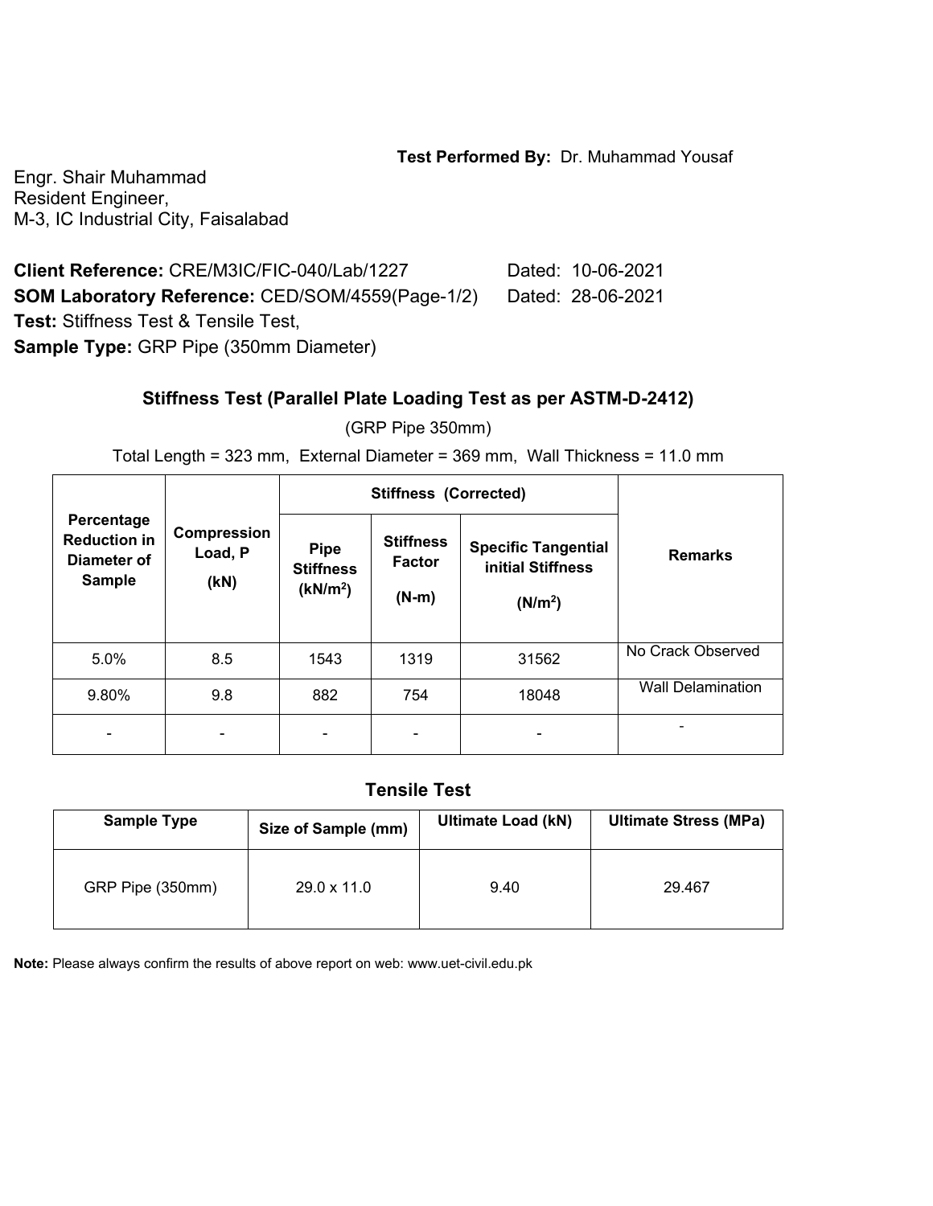**Test Performed By:** Dr. Muhammad Yousaf

Engr. Shair Muhammad
Resident Engineer,
M-3, IC Industrial City, Faisalabad

**Client Reference:** CRE/M3IC/FIC-040/Lab/1227 Dated: 10-06-2021
**SOM Laboratory Reference:** CED/SOM/4559(Page-1/2) Dated: 28-06-2021
**Test:** Stiffness Test & Tensile Test,
**Sample Type:** GRP Pipe (350mm Diameter)

## Stiffness Test (Parallel Plate Loading Test as per ASTM-D-2412)

(GRP Pipe 350mm)

Total Length = 323 mm, External Diameter = 369 mm, Wall Thickness = 11.0 mm

| Percentage Reduction in Diameter of Sample | Compression Load, P (kN) | Stiffness (Corrected) | | | Remarks |
|---|---|---|---|---|---|
| | | Pipe Stiffness ($kN/m^2$) | Stiffness Factor (N-m) | Specific Tangential initial Stiffness ($N/m^2$) | |
| 5.0% | 8.5 | 1543 | 1319 | 31562 | No Crack Observed |
| 9.80% | 9.8 | 882 | 754 | 18048 | Wall Delamination |
| - | - | - | - | - | - |

## Tensile Test

| Sample Type | Size of Sample (mm) | Ultimate Load (kN) | Ultimate Stress (MPa) |
|---|---|---|---|
| GRP Pipe (350mm) | 29.0 x 11.0 | 9.40 | 29.467 |

**Note:** Please always confirm the results of above report on web: www.uet-civil.edu.pk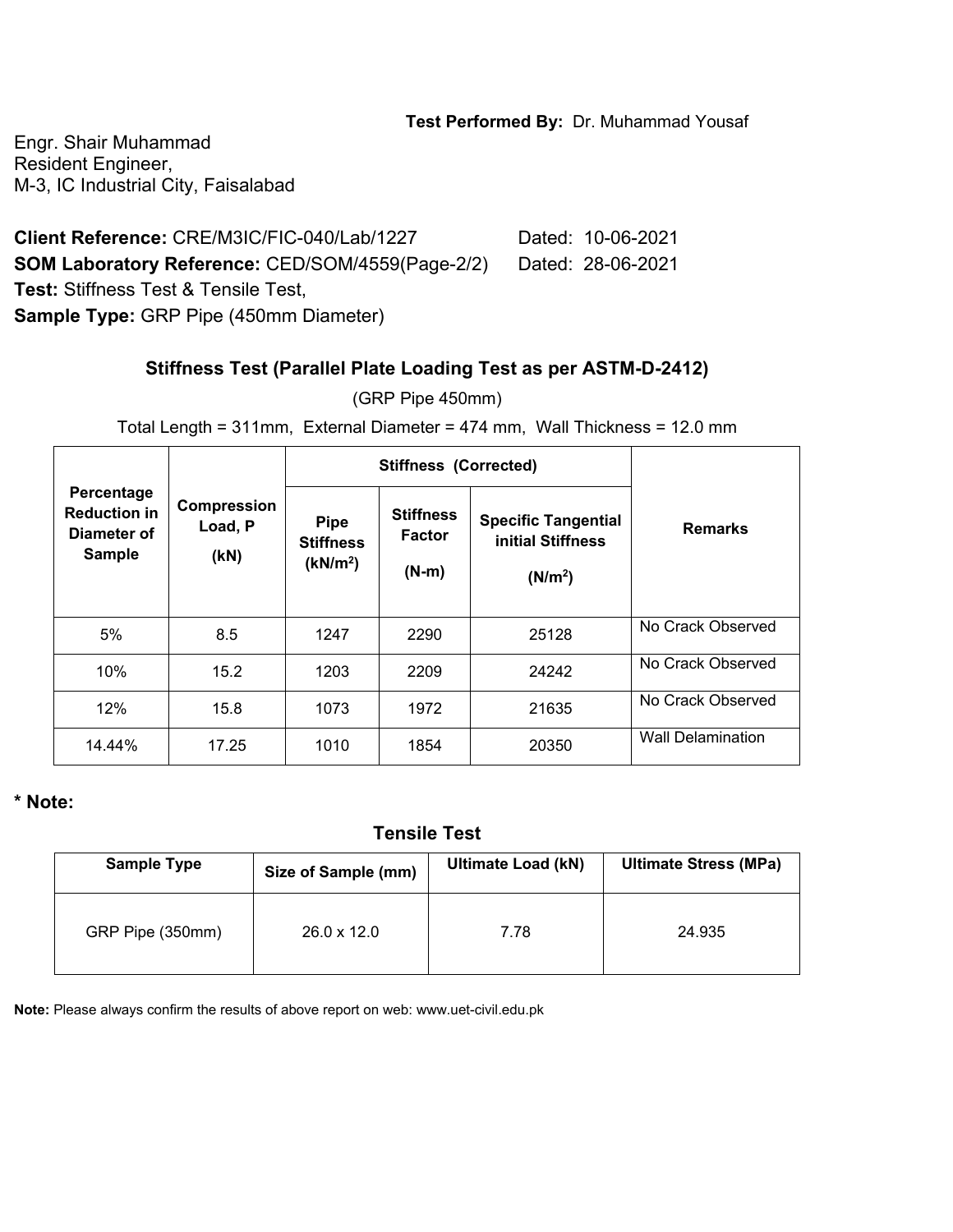**Test Performed By:** Dr. Muhammad Yousaf

Engr. Shair Muhammad
Resident Engineer,
M-3, IC Industrial City, Faisalabad

**Client Reference:** CRE/M3IC/FIC-040/Lab/1227 Dated: 10-06-2021
**SOM Laboratory Reference:** CED/SOM/4559(Page-2/2) Dated: 28-06-2021
**Test:** Stiffness Test & Tensile Test,
**Sample Type:** GRP Pipe (450mm Diameter)

### Stiffness Test (Parallel Plate Loading Test as per ASTM-D-2412)

(GRP Pipe 450mm)

Total Length = 311mm, External Diameter = 474 mm, Wall Thickness = 12.0 mm

| Percentage Reduction in Diameter of Sample | Compression Load, P (kN) | Stiffness (Corrected) | | | Remarks |
|---|---|---|---|---|---|
| | | Pipe Stiffness ($kN/m^2$) | Stiffness Factor (N-m) | Specific Tangential initial Stiffness ($N/m^2$) | |
| 5% | 8.5 | 1247 | 2290 | 25128 | No Crack Observed |
| 10% | 15.2 | 1203 | 2209 | 24242 | No Crack Observed |
| 12% | 15.8 | 1073 | 1972 | 21635 | No Crack Observed |
| 14.44% | 17.25 | 1010 | 1854 | 20350 | Wall Delamination |

**\* Note:**

### Tensile Test

| Sample Type | Size of Sample (mm) | Ultimate Load (kN) | Ultimate Stress (MPa) |
|---|---|---|---|
| GRP Pipe (350mm) | 26.0 x 12.0 | 7.78 | 24.935 |

**Note:** Please always confirm the results of above report on web: www.uet-civil.edu.pk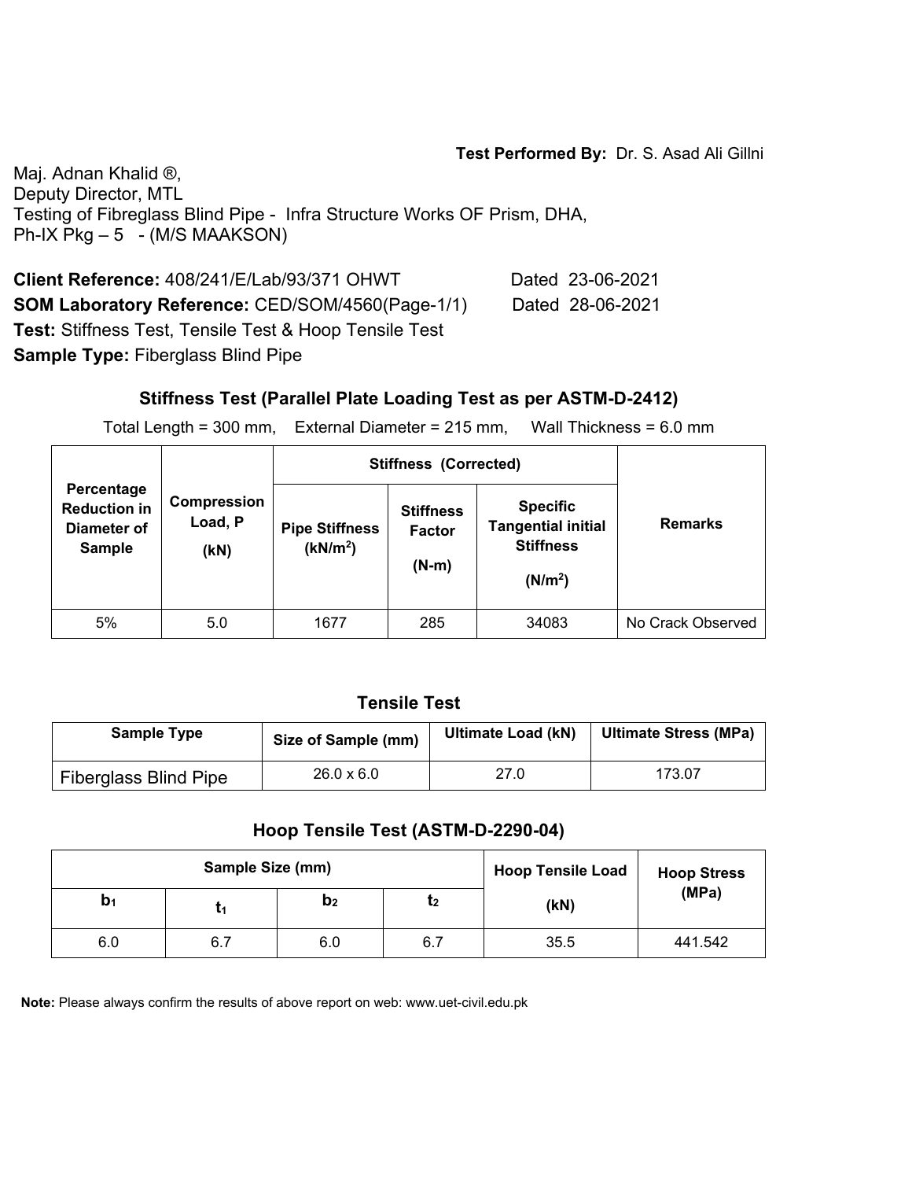**Test Performed By:** Dr. S. Asad Ali Gillni

Maj. Adnan Khalid ®,
Deputy Director, MTL
Testing of Fibreglass Blind Pipe - Infra Structure Works OF Prism, DHA,
Ph-IX Pkg – 5 - (M/S MAAKSON)

**Client Reference:** 408/241/E/Lab/93/371 OHWT Dated 23-06-2021
**SOM Laboratory Reference:** CED/SOM/4560(Page-1/1) Dated 28-06-2021
**Test:** Stiffness Test, Tensile Test & Hoop Tensile Test
**Sample Type:** Fiberglass Blind Pipe

### Stiffness Test (Parallel Plate Loading Test as per ASTM-D-2412)

Total Length = 300 mm, External Diameter = 215 mm, Wall Thickness = 6.0 mm

| Percentage Reduction in Diameter of Sample | Compression Load, P (kN) | Stiffness (Corrected) | | | Remarks |
|---|---|---|---|---|---|
| | | Pipe Stiffness ($kN/m^2$) | Stiffness Factor (N-m) | Specific Tangential initial Stiffness ($N/m^2$) | |
| 5% | 5.0 | 1677 | 285 | 34083 | No Crack Observed |

### Tensile Test

| Sample Type | Size of Sample (mm) | Ultimate Load (kN) | Ultimate Stress (MPa) |
|---|---|---|---|
| Fiberglass Blind Pipe | 26.0 x 6.0 | 27.0 | 173.07 |

### Hoop Tensile Test (ASTM-D-2290-04)

| Sample Size (mm) | | | | Hoop Tensile Load (kN) | Hoop Stress (MPa) |
|---|---|---|---|---|---|
| $b_1$ | $t_1$ | $b_2$ | $t_2$ | | |
| 6.0 | 6.7 | 6.0 | 6.7 | 35.5 | 441.542 |

**Note:** Please always confirm the results of above report on web: www.uet-civil.edu.pk